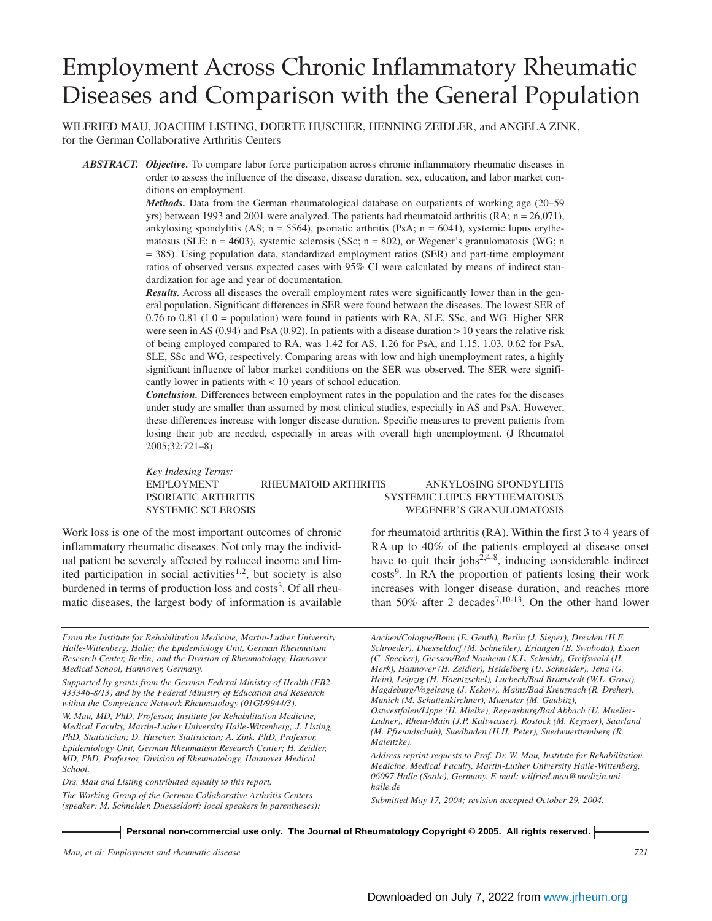# Employment Across Chronic Inflammatory Rheumatic Diseases and Comparison with the General Population

WILFRIED MAU, JOACHIM LISTING, DOERTE HUSCHER, HENNING ZEIDLER, and ANGELA ZINK, for the German Collaborative Arthritis Centers

***ABSTRACT.*** ***Objective.*** To compare labor force participation across chronic inflammatory rheumatic diseases in order to assess the influence of the disease, disease duration, sex, education, and labor market conditions on employment.

***Methods.*** Data from the German rheumatological database on outpatients of working age (20–59 yrs) between 1993 and 2001 were analyzed. The patients had rheumatoid arthritis (RA; n = 26,071), ankylosing spondylitis (AS; n = 5564), psoriatic arthritis (PsA; n = 6041), systemic lupus erythematosus (SLE; n = 4603), systemic sclerosis (SSc; n = 802), or Wegener's granulomatosis (WG; n = 385). Using population data, standardized employment ratios (SER) and part-time employment ratios of observed versus expected cases with 95% CI were calculated by means of indirect standardization for age and year of documentation.

***Results.*** Across all diseases the overall employment rates were significantly lower than in the general population. Significant differences in SER were found between the diseases. The lowest SER of 0.76 to 0.81 (1.0 = population) were found in patients with RA, SLE, SSc, and WG. Higher SER were seen in AS (0.94) and PsA (0.92). In patients with a disease duration > 10 years the relative risk of being employed compared to RA, was 1.42 for AS, 1.26 for PsA, and 1.15, 1.03, 0.62 for PsA, SLE, SSc and WG, respectively. Comparing areas with low and high unemployment rates, a highly significant influence of labor market conditions on the SER was observed. The SER were significantly lower in patients with < 10 years of school education.

***Conclusion.*** Differences between employment rates in the population and the rates for the diseases under study are smaller than assumed by most clinical studies, especially in AS and PsA. However, these differences increase with longer disease duration. Specific measures to prevent patients from losing their job are needed, especially in areas with overall high unemployment. (J Rheumatol 2005;32:721–8)

*Key Indexing Terms:*
EMPLOYMENT RHEUMATOID ARTHRITIS ANKYLOSING SPONDYLITIS
PSORIATIC ARTHRITIS SYSTEMIC LUPUS ERYTHEMATOSUS
SYSTEMIC SCLEROSIS WEGENER'S GRANULOMATOSIS

Work loss is one of the most important outcomes of chronic inflammatory rheumatic diseases. Not only may the individual patient be severely affected by reduced income and limited participation in social activities[1,2], but society is also burdened in terms of production loss and costs[3]. Of all rheumatic diseases, the largest body of information is available for rheumatoid arthritis (RA). Within the first 3 to 4 years of RA up to 40% of the patients employed at disease onset have to quit their jobs[2,4-8], inducing considerable indirect costs[9]. In RA the proportion of patients losing their work increases with longer disease duration, and reaches more than 50% after 2 decades[7,10-13]. On the other hand lower

*From the Institute for Rehabilitation Medicine, Martin-Luther University Halle-Wittenberg, Halle; the Epidemiology Unit, German Rheumatism Research Center, Berlin; and the Division of Rheumatology, Hannover Medical School, Hannover, Germany.*

*Supported by grants from the German Federal Ministry of Health (FB2-433346-8/13) and by the Federal Ministry of Education and Research within the Competence Network Rheumatology (01GI/9944/3).*

*W. Mau, MD, PhD, Professor, Institute for Rehabilitation Medicine, Medical Faculty, Martin-Luther University Halle-Wittenberg; J. Listing, PhD, Statistician; D. Huscher, Statistician; A. Zink, PhD, Professor, Epidemiology Unit, German Rheumatism Research Center; H. Zeidler, MD, PhD, Professor, Division of Rheumatology, Hannover Medical School.*

*Drs. Mau and Listing contributed equally to this report.*

*The Working Group of the German Collaborative Arthritis Centers (speaker: M. Schneider, Duesseldorf; local speakers in parentheses): Aachen/Cologne/Bonn (E. Genth), Berlin (J. Sieper), Dresden (H.E. Schroeder), Duesseldorf (M. Schneider), Erlangen (B. Swoboda), Essen (C. Specker), Giessen/Bad Nauheim (K.L. Schmidt), Greifswald (H. Merk), Hannover (H. Zeidler), Heidelberg (U. Schneider), Jena (G. Hein), Leipzig (H. Haentzschel), Luebeck/Bad Bramstedt (W.L. Gross), Magdeburg/Vogelsang (J. Kekow), Mainz/Bad Kreuznach (R. Dreher), Munich (M. Schattenkirchner), Muenster (M. Gaubitz), Ostwestfalen/Lippe (H. Mielke), Regensburg/Bad Abbach (U. Mueller-Ladner), Rhein-Main (J.P. Kaltwasser), Rostock (M. Keysser), Saarland (M. Pfreundschuh), Suedbaden (H.H. Peter), Suedwuerttemberg (R. Maleitzke).*

*Address reprint requests to Prof. Dr. W. Mau, Institute for Rehabilitation Medicine, Medical Faculty, Martin-Luther University Halle-Wittenberg, 06097 Halle (Saale), Germany. E-mail: wilfried.mau@medizin.uni-halle.de*

*Submitted May 17, 2004; revision accepted October 29, 2004.*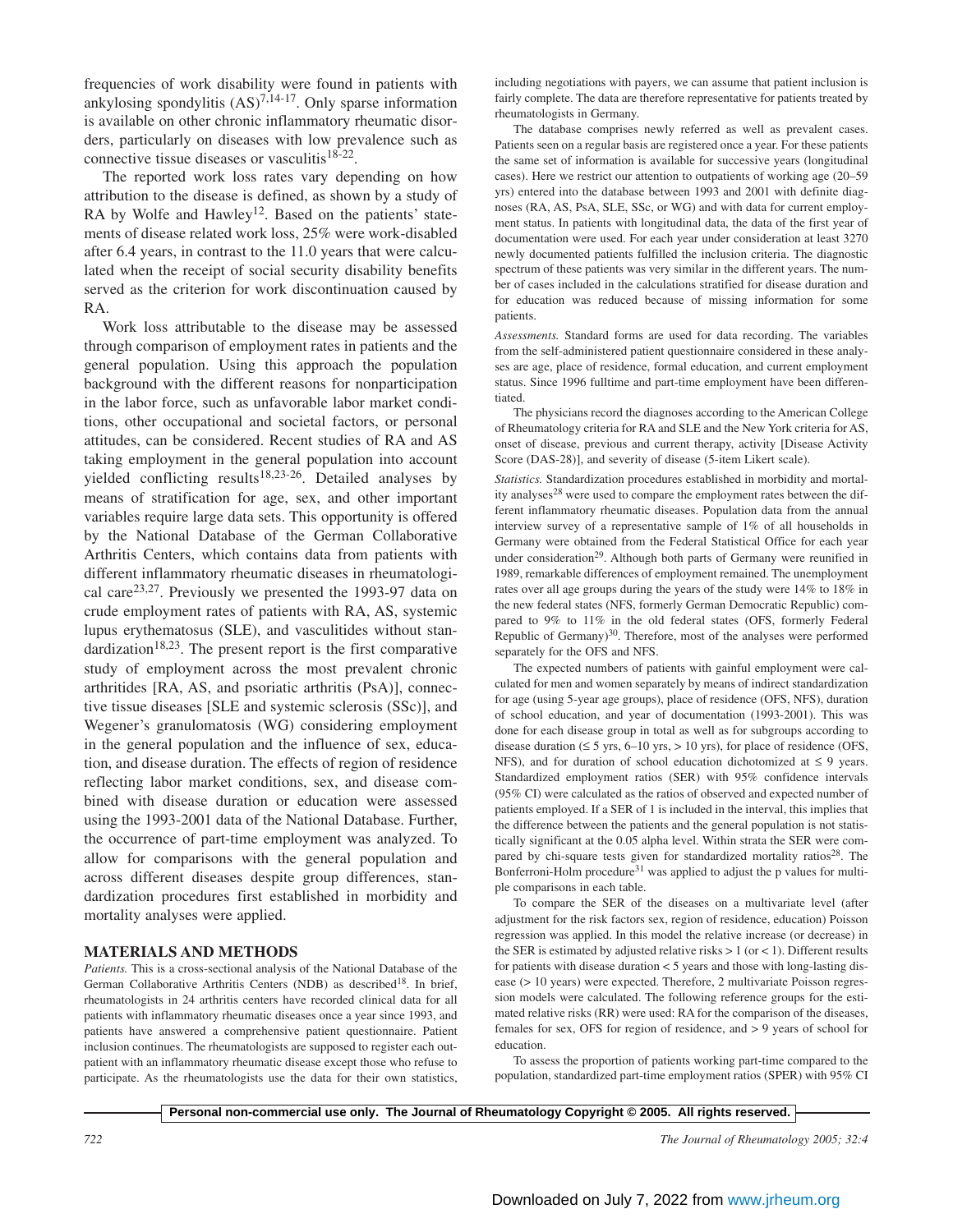frequencies of work disability were found in patients with ankylosing spondylitis (AS)[7,14-17]. Only sparse information is available on other chronic inflammatory rheumatic disorders, particularly on diseases with low prevalence such as connective tissue diseases or vasculitis[18-22].

The reported work loss rates vary depending on how attribution to the disease is defined, as shown by a study of RA by Wolfe and Hawley[12]. Based on the patients' statements of disease related work loss, 25% were work-disabled after 6.4 years, in contrast to the 11.0 years that were calculated when the receipt of social security disability benefits served as the criterion for work discontinuation caused by RA.

Work loss attributable to the disease may be assessed through comparison of employment rates in patients and the general population. Using this approach the population background with the different reasons for nonparticipation in the labor force, such as unfavorable labor market conditions, other occupational and societal factors, or personal attitudes, can be considered. Recent studies of RA and AS taking employment in the general population into account yielded conflicting results[18,23-26]. Detailed analyses by means of stratification for age, sex, and other important variables require large data sets. This opportunity is offered by the National Database of the German Collaborative Arthritis Centers, which contains data from patients with different inflammatory rheumatic diseases in rheumatological care[23,27]. Previously we presented the 1993-97 data on crude employment rates of patients with RA, AS, systemic lupus erythematosus (SLE), and vasculitides without standardization[18,23]. The present report is the first comparative study of employment across the most prevalent chronic arthritides [RA, AS, and psoriatic arthritis (PsA)], connective tissue diseases [SLE and systemic sclerosis (SSc)], and Wegener's granulomatosis (WG) considering employment in the general population and the influence of sex, education, and disease duration. The effects of region of residence reflecting labor market conditions, sex, and disease combined with disease duration or education were assessed using the 1993-2001 data of the National Database. Further, the occurrence of part-time employment was analyzed. To allow for comparisons with the general population and across different diseases despite group differences, standardization procedures first established in morbidity and mortality analyses were applied.

## MATERIALS AND METHODS

*Patients.* This is a cross-sectional analysis of the National Database of the German Collaborative Arthritis Centers (NDB) as described[18]. In brief, rheumatologists in 24 arthritis centers have recorded clinical data for all patients with inflammatory rheumatic diseases once a year since 1993, and patients have answered a comprehensive patient questionnaire. Patient inclusion continues. The rheumatologists are supposed to register each outpatient with an inflammatory rheumatic disease except those who refuse to participate. As the rheumatologists use the data for their own statistics, including negotiations with payers, we can assume that patient inclusion is fairly complete. The data are therefore representative for patients treated by rheumatologists in Germany.

The database comprises newly referred as well as prevalent cases. Patients seen on a regular basis are registered once a year. For these patients the same set of information is available for successive years (longitudinal cases). Here we restrict our attention to outpatients of working age (20–59 yrs) entered into the database between 1993 and 2001 with definite diagnoses (RA, AS, PsA, SLE, SSc, or WG) and with data for current employment status. In patients with longitudinal data, the data of the first year of documentation were used. For each year under consideration at least 3270 newly documented patients fulfilled the inclusion criteria. The diagnostic spectrum of these patients was very similar in the different years. The number of cases included in the calculations stratified for disease duration and for education was reduced because of missing information for some patients.

*Assessments.* Standard forms are used for data recording. The variables from the self-administered patient questionnaire considered in these analyses are age, place of residence, formal education, and current employment status. Since 1996 fulltime and part-time employment have been differentiated.

The physicians record the diagnoses according to the American College of Rheumatology criteria for RA and SLE and the New York criteria for AS, onset of disease, previous and current therapy, activity [Disease Activity Score (DAS-28)], and severity of disease (5-item Likert scale).

*Statistics.* Standardization procedures established in morbidity and mortality analyses[28] were used to compare the employment rates between the different inflammatory rheumatic diseases. Population data from the annual interview survey of a representative sample of 1% of all households in Germany were obtained from the Federal Statistical Office for each year under consideration[29]. Although both parts of Germany were reunified in 1989, remarkable differences of employment remained. The unemployment rates over all age groups during the years of the study were 14% to 18% in the new federal states (NFS, formerly German Democratic Republic) compared to 9% to 11% in the old federal states (OFS, formerly Federal Republic of Germany)[30]. Therefore, most of the analyses were performed separately for the OFS and NFS.

The expected numbers of patients with gainful employment were calculated for men and women separately by means of indirect standardization for age (using 5-year age groups), place of residence (OFS, NFS), duration of school education, and year of documentation (1993-2001). This was done for each disease group in total as well as for subgroups according to disease duration (≤ 5 yrs, 6–10 yrs, > 10 yrs), for place of residence (OFS, NFS), and for duration of school education dichotomized at ≤ 9 years. Standardized employment ratios (SER) with 95% confidence intervals (95% CI) were calculated as the ratios of observed and expected number of patients employed. If a SER of 1 is included in the interval, this implies that the difference between the patients and the general population is not statistically significant at the 0.05 alpha level. Within strata the SER were compared by chi-square tests given for standardized mortality ratios[28]. The Bonferroni-Holm procedure[31] was applied to adjust the p values for multiple comparisons in each table.

To compare the SER of the diseases on a multivariate level (after adjustment for the risk factors sex, region of residence, education) Poisson regression was applied. In this model the relative increase (or decrease) in the SER is estimated by adjusted relative risks > 1 (or < 1). Different results for patients with disease duration < 5 years and those with long-lasting disease (> 10 years) were expected. Therefore, 2 multivariate Poisson regression models were calculated. The following reference groups for the estimated relative risks (RR) were used: RA for the comparison of the diseases, females for sex, OFS for region of residence, and > 9 years of school for education.

To assess the proportion of patients working part-time compared to the population, standardized part-time employment ratios (SPER) with 95% CI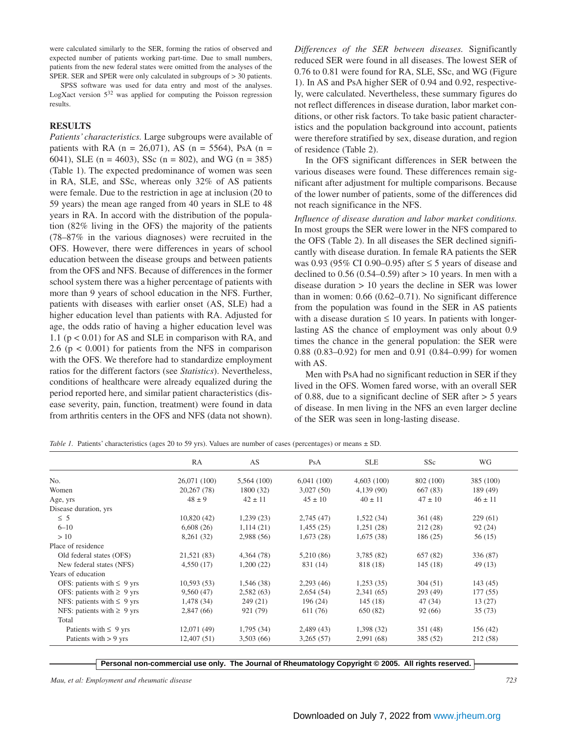were calculated similarly to the SER, forming the ratios of observed and expected number of patients working part-time. Due to small numbers, patients from the new federal states were omitted from the analyses of the SPER. SER and SPER were only calculated in subgroups of > 30 patients.

SPSS software was used for data entry and most of the analyses. LogXact version 5[32] was applied for computing the Poisson regression results.

## RESULTS

*Patients' characteristics.* Large subgroups were available of patients with RA (n = 26,071), AS (n = 5564), PsA (n = 6041), SLE (n = 4603), SSc (n = 802), and WG (n = 385) (Table 1). The expected predominance of women was seen in RA, SLE, and SSc, whereas only 32% of AS patients were female. Due to the restriction in age at inclusion (20 to 59 years) the mean age ranged from 40 years in SLE to 48 years in RA. In accord with the distribution of the population (82% living in the OFS) the majority of the patients (78–87% in the various diagnoses) were recruited in the OFS. However, there were differences in years of school education between the disease groups and between patients from the OFS and NFS. Because of differences in the former school system there was a higher percentage of patients with more than 9 years of school education in the NFS. Further, patients with diseases with earlier onset (AS, SLE) had a higher education level than patients with RA. Adjusted for age, the odds ratio of having a higher education level was 1.1 ($p < 0.01$) for AS and SLE in comparison with RA, and 2.6 ($p < 0.001$) for patients from the NFS in comparison with the OFS. We therefore had to standardize employment ratios for the different factors (see *Statistics*). Nevertheless, conditions of healthcare were already equalized during the period reported here, and similar patient characteristics (disease severity, pain, function, treatment) were found in data from arthritis centers in the OFS and NFS (data not shown).

*Differences of the SER between diseases.* Significantly reduced SER were found in all diseases. The lowest SER of 0.76 to 0.81 were found for RA, SLE, SSc, and WG (Figure 1). In AS and PsA higher SER of 0.94 and 0.92, respectively, were calculated. Nevertheless, these summary figures do not reflect differences in disease duration, labor market conditions, or other risk factors. To take basic patient characteristics and the population background into account, patients were therefore stratified by sex, disease duration, and region of residence (Table 2).

In the OFS significant differences in SER between the various diseases were found. These differences remain significant after adjustment for multiple comparisons. Because of the lower number of patients, some of the differences did not reach significance in the NFS.

*Influence of disease duration and labor market conditions.* In most groups the SER were lower in the NFS compared to the OFS (Table 2). In all diseases the SER declined significantly with disease duration. In female RA patients the SER was 0.93 (95% CI 0.90–0.95) after ≤ 5 years of disease and declined to 0.56 (0.54–0.59) after > 10 years. In men with a disease duration > 10 years the decline in SER was lower than in women: 0.66 (0.62–0.71). No significant difference from the population was found in the SER in AS patients with a disease duration ≤ 10 years. In patients with longer-lasting AS the chance of employment was only about 0.9 times the chance in the general population: the SER were 0.88 (0.83–0.92) for men and 0.91 (0.84–0.99) for women with AS.

Men with PsA had no significant reduction in SER if they lived in the OFS. Women fared worse, with an overall SER of 0.88, due to a significant decline of SER after > 5 years of disease. In men living in the NFS an even larger decline of the SER was seen in long-lasting disease.

*Table 1.* Patients' characteristics (ages 20 to 59 yrs). Values are number of cases (percentages) or means ± SD.

| | RA | AS | PsA | SLE | SSc | WG |
|---|---|---|---|---|---|---|
| No. | 26,071 (100) | 5,564 (100) | 6,041 (100) | 4,603 (100) | 802 (100) | 385 (100) |
| Women | 20,267 (78) | 1800 (32) | 3,027 (50) | 4,139 (90) | 667 (83) | 189 (49) |
| Age, yrs | 48 ± 9 | 42 ± 11 | 45 ± 10 | 40 ± 11 | 47 ± 10 | 46 ± 11 |
| Disease duration, yrs | | | | | | |
| ≤ 5 | 10,820 (42) | 1,239 (23) | 2,745 (47) | 1,522 (34) | 361 (48) | 229 (61) |
| 6–10 | 6,608 (26) | 1,114 (21) | 1,455 (25) | 1,251 (28) | 212 (28) | 92 (24) |
| > 10 | 8,261 (32) | 2,988 (56) | 1,673 (28) | 1,675 (38) | 186 (25) | 56 (15) |
| Place of residence | | | | | | |
| Old federal states (OFS) | 21,521 (83) | 4,364 (78) | 5,210 (86) | 3,785 (82) | 657 (82) | 336 (87) |
| New federal states (NFS) | 4,550 (17) | 1,200 (22) | 831 (14) | 818 (18) | 145 (18) | 49 (13) |
| Years of education | | | | | | |
| OFS: patients with ≤ 9 yrs | 10,593 (53) | 1,546 (38) | 2,293 (46) | 1,253 (35) | 304 (51) | 143 (45) |
| OFS: patients with ≥ 9 yrs | 9,560 (47) | 2,582 (63) | 2,654 (54) | 2,341 (65) | 293 (49) | 177 (55) |
| NFS: patients with ≤ 9 yrs | 1,478 (34) | 249 (21) | 196 (24) | 145 (18) | 47 (34) | 13 (27) |
| NFS: patients with ≥ 9 yrs | 2,847 (66) | 921 (79) | 611 (76) | 650 (82) | 92 (66) | 35 (73) |
| Total | | | | | | |
| Patients with ≤ 9 yrs | 12,071 (49) | 1,795 (34) | 2,489 (43) | 1,398 (32) | 351 (48) | 156 (42) |
| Patients with > 9 yrs | 12,407 (51) | 3,503 (66) | 3,265 (57) | 2,991 (68) | 385 (52) | 212 (58) |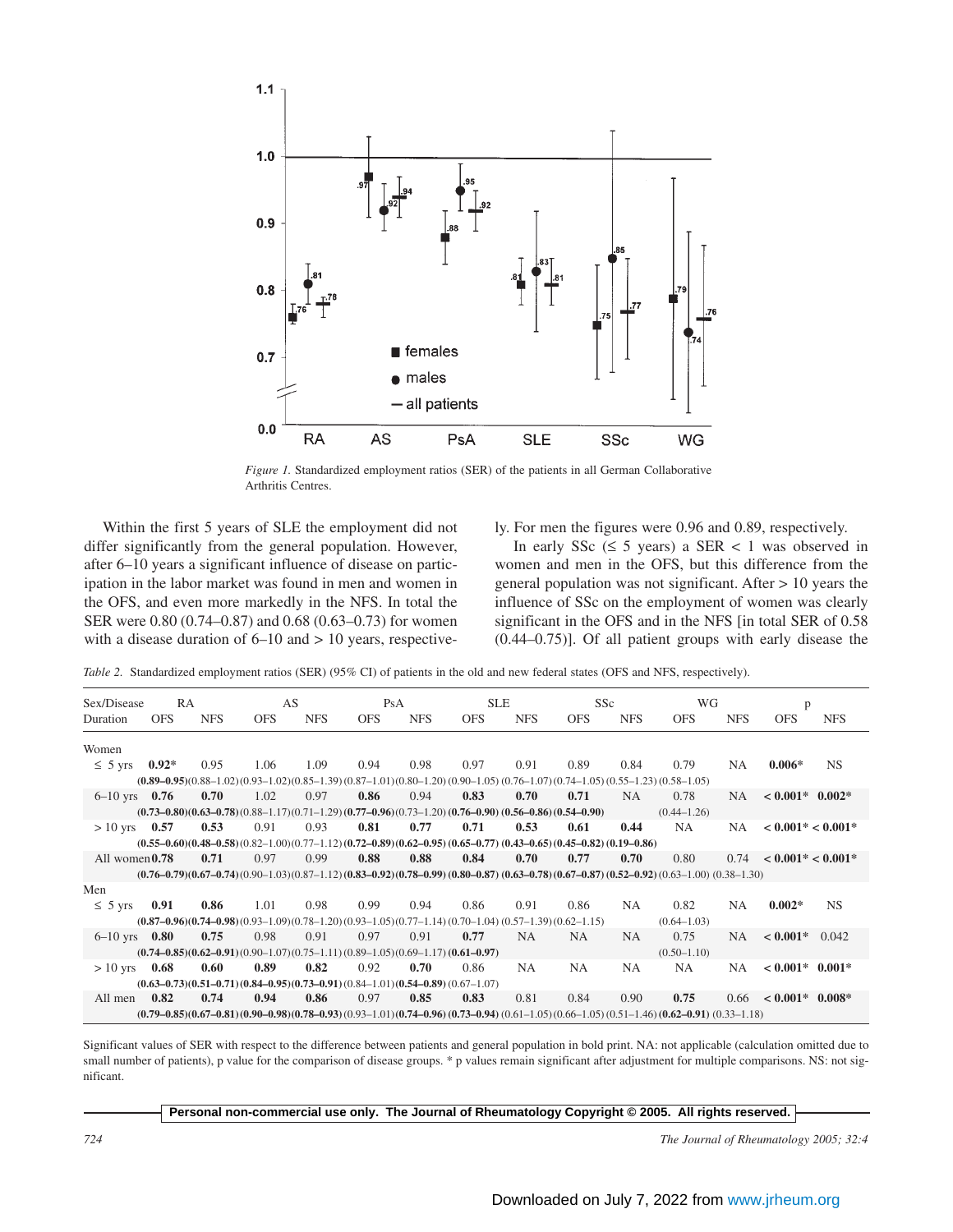*Figure 1.* Standardized employment ratios (SER) of the patients in all German Collaborative Arthritis Centres.

Within the first 5 years of SLE the employment did not differ significantly from the general population. However, after 6–10 years a significant influence of disease on participation in the labor market was found in men and women in the OFS, and even more markedly in the NFS. In total the SER were 0.80 (0.74–0.87) and 0.68 (0.63–0.73) for women with a disease duration of 6–10 and > 10 years, respectively. For men the figures were 0.96 and 0.89, respectively.

In early SSc (≤ 5 years) a SER < 1 was observed in women and men in the OFS, but this difference from the general population was not significant. After > 10 years the influence of SSc on the employment of women was clearly significant in the OFS and in the NFS [in total SER of 0.58 (0.44–0.75)]. Of all patient groups with early disease the

*Table 2.* Standardized employment ratios (SER) (95% CI) of patients in the old and new federal states (OFS and NFS, respectively).

| Sex/Disease Duration | RA OFS | RA NFS | AS OFS | AS NFS | PsA OFS | PsA NFS | SLE OFS | SLE NFS | SSc OFS | SSc NFS | WG OFS | WG NFS | p OFS | p NFS |
|---|---|---|---|---|---|---|---|---|---|---|---|---|---|---|
| **Women** | | | | | | | | | | | | | | |
| ≤ 5 yrs | **0.92*** **(0.89–0.95)** | 0.95 (0.88–1.02) | 1.06 (0.93–1.02) | 1.09 (0.85–1.39) | 0.94 (0.87–1.01) | 0.98 (0.80–1.20) | 0.97 (0.90–1.05) | 0.91 (0.76–1.07) | 0.89 (0.74–1.05) | 0.84 (0.55–1.23) | 0.79 (0.58–1.05) | NA | **0.006*** | NS |
| 6–10 yrs | **0.76 (0.73–0.80)** | **0.70 (0.63–0.78)** | 1.02 (0.88–1.17) | 0.97 (0.71–1.29) | **0.86 (0.77–0.96)** | 0.94 (0.73–1.20) | **0.83 (0.76–0.90)** | **0.70 (0.56–0.86)** | **0.71 (0.54–0.90)** | NA | 0.78 (0.44–1.26) | NA | **< 0.001*** | **0.002*** |
| > 10 yrs | **0.57 (0.55–0.60)** | **0.53 (0.48–0.58)** | 0.91 (0.82–1.00) | 0.93 (0.77–1.12) | **0.81 (0.72–0.89)** | **0.77 (0.62–0.95)** | **0.71 (0.65–0.77)** | **0.53 (0.43–0.65)** | **0.61 (0.45–0.82)** | **0.44 (0.19–0.86)** | NA | NA | **< 0.001*** | **< 0.001*** |
| All women | **0.78 (0.76–0.79)** | **0.71 (0.67–0.74)** | 0.97 (0.90–1.03) | 0.99 (0.87–1.12) | **0.88 (0.83–0.92)** | **0.88 (0.78–0.99)** | **0.84 (0.80–0.87)** | **0.70 (0.63–0.78)** | **0.77 (0.67–0.87)** | **0.70 (0.52–0.92)** | 0.80 (0.63–1.00) | 0.74 (0.38–1.30) | **< 0.001*** | **< 0.001*** |
| **Men** | | | | | | | | | | | | | | |
| ≤ 5 yrs | **0.91 (0.87–0.96)** | **0.86 (0.74–0.98)** | 1.01 (0.93–1.09) | 0.98 (0.78–1.20) | 0.99 (0.93–1.05) | 0.94 (0.77–1.14) | 0.86 (0.70–1.04) | 0.91 (0.57–1.39) | 0.86 (0.62–1.15) | NA | 0.82 (0.64–1.03) | NA | **0.002*** | NS |
| 6–10 yrs | **0.80 (0.74–0.85)** | **0.75 (0.62–0.91)** | 0.98 (0.90–1.07) | 0.91 (0.75–1.11) | 0.97 (0.89–1.05) | 0.91 (0.69–1.17) | **0.77 (0.61–0.97)** | NA | NA | NA | 0.75 (0.50–1.10) | NA | **< 0.001*** | 0.042 |
| > 10 yrs | **0.68 (0.63–0.73)** | **0.60 (0.51–0.71)** | **0.89 (0.84–0.95)** | **0.82 (0.73–0.91)** | 0.92 (0.84–1.01) | **0.70 (0.54–0.89)** | 0.86 (0.67–1.07) | NA | NA | NA | NA | NA | **< 0.001*** | **0.001*** |
| All men | **0.82 (0.79–0.85)** | **0.74 (0.67–0.81)** | **0.94 (0.90–0.98)** | **0.86 (0.78–0.93)** | 0.97 (0.93–1.01) | **0.85 (0.74–0.96)** | **0.83 (0.73–0.94)** | 0.81 (0.61–1.05) | 0.84 (0.66–1.05) | 0.90 (0.51–1.46) | **0.75 (0.62–0.91)** | 0.66 (0.33–1.18) | **< 0.001*** | **0.008*** |

Significant values of SER with respect to the difference between patients and general population in bold print. NA: not applicable (calculation omitted due to small number of patients), p value for the comparison of disease groups. * p values remain significant after adjustment for multiple comparisons. NS: not significant.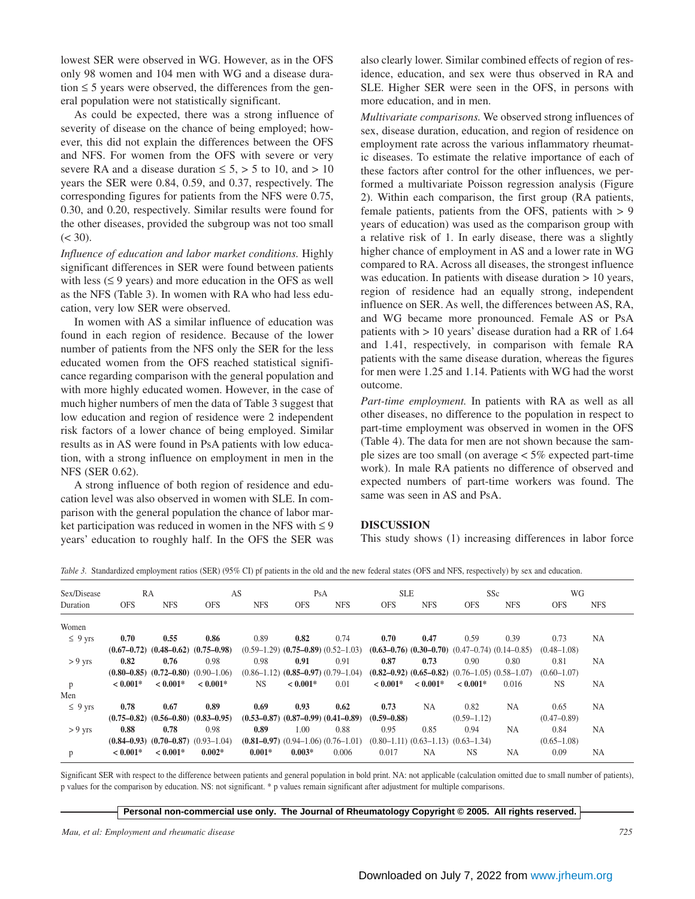lowest SER were observed in WG. However, as in the OFS only 98 women and 104 men with WG and a disease duration ≤ 5 years were observed, the differences from the general population were not statistically significant.

As could be expected, there was a strong influence of severity of disease on the chance of being employed; however, this did not explain the differences between the OFS and NFS. For women from the OFS with severe or very severe RA and a disease duration ≤ 5, > 5 to 10, and > 10 years the SER were 0.84, 0.59, and 0.37, respectively. The corresponding figures for patients from the NFS were 0.75, 0.30, and 0.20, respectively. Similar results were found for the other diseases, provided the subgroup was not too small (< 30).

*Influence of education and labor market conditions.* Highly significant differences in SER were found between patients with less (≤ 9 years) and more education in the OFS as well as the NFS (Table 3). In women with RA who had less education, very low SER were observed.

In women with AS a similar influence of education was found in each region of residence. Because of the lower number of patients from the NFS only the SER for the less educated women from the OFS reached statistical significance regarding comparison with the general population and with more highly educated women. However, in the case of much higher numbers of men the data of Table 3 suggest that low education and region of residence were 2 independent risk factors of a lower chance of being employed. Similar results as in AS were found in PsA patients with low education, with a strong influence on employment in men in the NFS (SER 0.62).

A strong influence of both region of residence and education level was also observed in women with SLE. In comparison with the general population the chance of labor market participation was reduced in women in the NFS with ≤ 9 years' education to roughly half. In the OFS the SER was also clearly lower. Similar combined effects of region of residence, education, and sex were thus observed in RA and SLE. Higher SER were seen in the OFS, in persons with more education, and in men.

*Multivariate comparisons.* We observed strong influences of sex, disease duration, education, and region of residence on employment rate across the various inflammatory rheumatic diseases. To estimate the relative importance of each of these factors after control for the other influences, we performed a multivariate Poisson regression analysis (Figure 2). Within each comparison, the first group (RA patients, female patients, patients from the OFS, patients with > 9 years of education) was used as the comparison group with a relative risk of 1. In early disease, there was a slightly higher chance of employment in AS and a lower rate in WG compared to RA. Across all diseases, the strongest influence was education. In patients with disease duration > 10 years, region of residence had an equally strong, independent influence on SER. As well, the differences between AS, RA, and WG became more pronounced. Female AS or PsA patients with > 10 years' disease duration had a RR of 1.64 and 1.41, respectively, in comparison with female RA patients with the same disease duration, whereas the figures for men were 1.25 and 1.14. Patients with WG had the worst outcome.

*Part-time employment.* In patients with RA as well as all other diseases, no difference to the population in respect to part-time employment was observed in women in the OFS (Table 4). The data for men are not shown because the sample sizes are too small (on average < 5% expected part-time work). In male RA patients no difference of observed and expected numbers of part-time workers was found. The same was seen in AS and PsA.

## DISCUSSION

This study shows (1) increasing differences in labor force

*Table 3.* Standardized employment ratios (SER) (95% CI) pf patients in the old and the new federal states (OFS and NFS, respectively) by sex and education.

| Sex/Disease Duration | RA OFS | RA NFS | AS OFS | AS NFS | PsA OFS | PsA NFS | SLE OFS | SLE NFS | SSc OFS | SSc NFS | WG OFS | WG NFS |
|---|---|---|---|---|---|---|---|---|---|---|---|---|
| Women | | | | | | | | | | | | |
| ≤ 9 yrs | **0.70** | **0.55** | **0.86** | 0.89 | **0.82** | 0.74 | **0.70** | **0.47** | 0.59 | 0.39 | 0.73 | NA |
| | **(0.67–0.72)** | **(0.48–0.62)** | **(0.75–0.98)** | (0.59–1.29) | **(0.75–0.89)** | (0.52–1.03) | **(0.63–0.76)** | **(0.30–0.70)** | (0.47–0.74) | (0.14–0.85) | (0.48–1.08) | |
| > 9 yrs | **0.82** | **0.76** | 0.98 | 0.98 | **0.91** | 0.91 | **0.87** | **0.73** | 0.90 | 0.80 | 0.81 | NA |
| | **(0.80–0.85)** | **(0.72–0.80)** | (0.90–1.06) | (0.86–1.12) | **(0.85–0.97)** | (0.79–1.04) | **(0.82–0.92)** | **(0.65–0.82)** | (0.76–1.05) | (0.58–1.07) | (0.60–1.07) | |
| p | **< 0.001*** | **< 0.001*** | **< 0.001*** | NS | **< 0.001*** | 0.01 | **< 0.001*** | **< 0.001*** | **< 0.001*** | 0.016 | NS | NA |
| Men | | | | | | | | | | | | |
| ≤ 9 yrs | **0.78** | **0.67** | **0.89** | **0.69** | **0.93** | **0.62** | **0.73** | NA | 0.82 | NA | 0.65 | NA |
| | **(0.75–0.82)** | **(0.56–0.80)** | **(0.83–0.95)** | **(0.53–0.87)** | **(0.87–0.99)** | **(0.41–0.89)** | **(0.59–0.88)** | | (0.59–1.12) | | (0.47–0.89) | |
| > 9 yrs | **0.88** | **0.78** | 0.98 | **0.89** | 1.00 | 0.88 | 0.95 | 0.85 | 0.94 | NA | 0.84 | NA |
| | **(0.84–0.93)** | **(0.70–0.87)** | (0.93–1.04) | **(0.81–0.97)** | (0.94–1.06) | (0.76–1.01) | (0.80–1.11) | (0.63–1.13) | (0.63–1.34) | | (0.65–1.08) | |
| p | **< 0.001*** | **< 0.001*** | **0.002*** | **0.001*** | **0.003*** | 0.006 | 0.017 | NA | NS | NA | 0.09 | NA |

Significant SER with respect to the difference between patients and general population in bold print. NA: not applicable (calculation omitted due to small number of patients), p values for the comparison by education. NS: not significant. * p values remain significant after adjustment for multiple comparisons.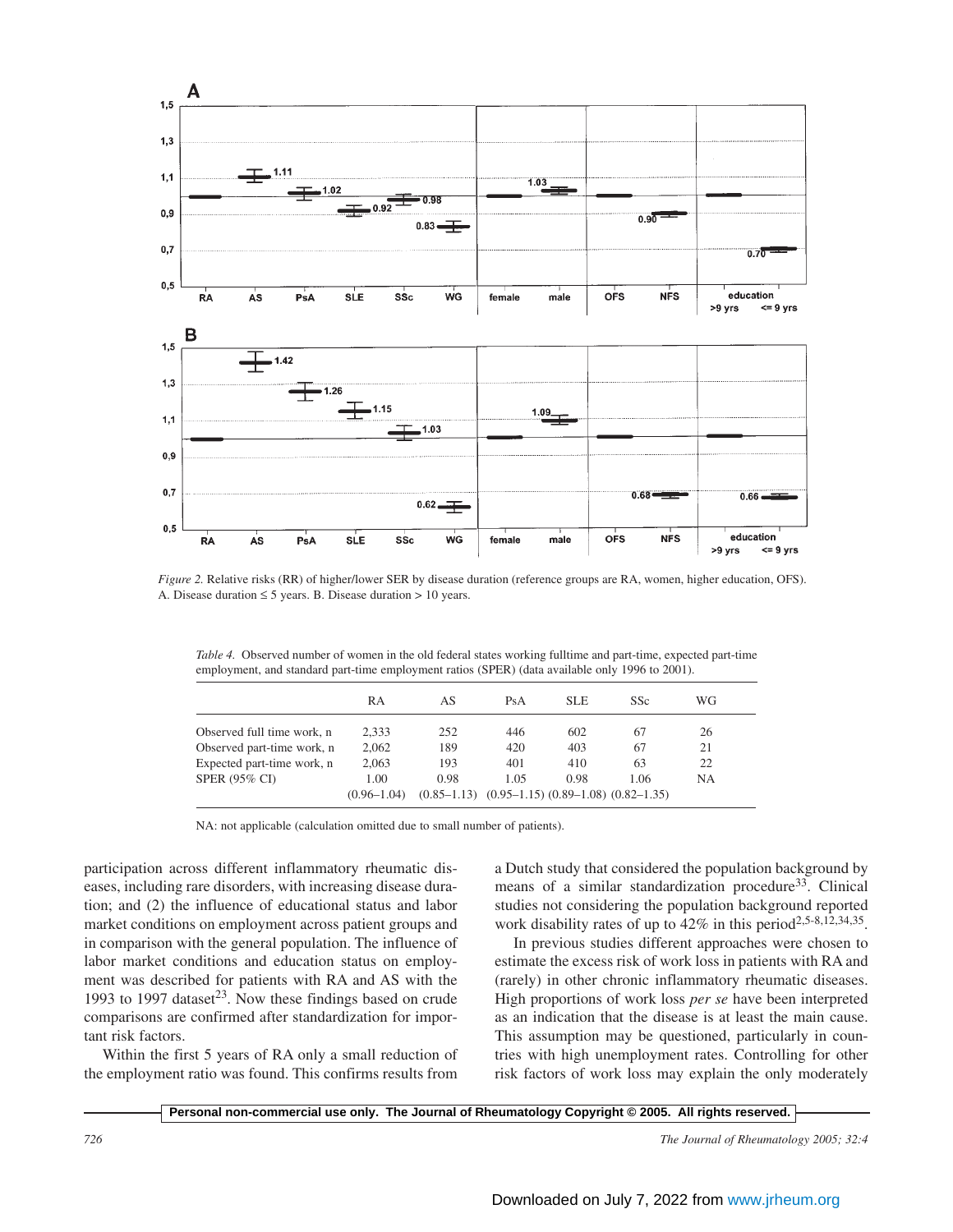*Figure 2.* Relative risks (RR) of higher/lower SER by disease duration (reference groups are RA, women, higher education, OFS). A. Disease duration ≤ 5 years. B. Disease duration > 10 years.

*Table 4.* Observed number of women in the old federal states working fulltime and part-time, expected part-time employment, and standard part-time employment ratios (SPER) (data available only 1996 to 2001).

| | RA | AS | PsA | SLE | SSc | WG |
|---|---|---|---|---|---|---|
| Observed full time work, n | 2,333 | 252 | 446 | 602 | 67 | 26 |
| Observed part-time work, n | 2,062 | 189 | 420 | 403 | 67 | 21 |
| Expected part-time work, n | 2,063 | 193 | 401 | 410 | 63 | 22 |
| SPER (95% CI) | 1.00 (0.96–1.04) | 0.98 (0.85–1.13) | 1.05 (0.95–1.15) | 0.98 (0.89–1.08) | 1.06 (0.82–1.35) | NA |

NA: not applicable (calculation omitted due to small number of patients).

participation across different inflammatory rheumatic diseases, including rare disorders, with increasing disease duration; and (2) the influence of educational status and labor market conditions on employment across patient groups and in comparison with the general population. The influence of labor market conditions and education status on employment was described for patients with RA and AS with the 1993 to 1997 dataset[23]. Now these findings based on crude comparisons are confirmed after standardization for important risk factors.

Within the first 5 years of RA only a small reduction of the employment ratio was found. This confirms results from a Dutch study that considered the population background by means of a similar standardization procedure[33]. Clinical studies not considering the population background reported work disability rates of up to 42% in this period[2,5-8,12,34,35].

In previous studies different approaches were chosen to estimate the excess risk of work loss in patients with RA and (rarely) in other chronic inflammatory rheumatic diseases. High proportions of work loss *per se* have been interpreted as an indication that the disease is at least the main cause. This assumption may be questioned, particularly in countries with high unemployment rates. Controlling for other risk factors of work loss may explain the only moderately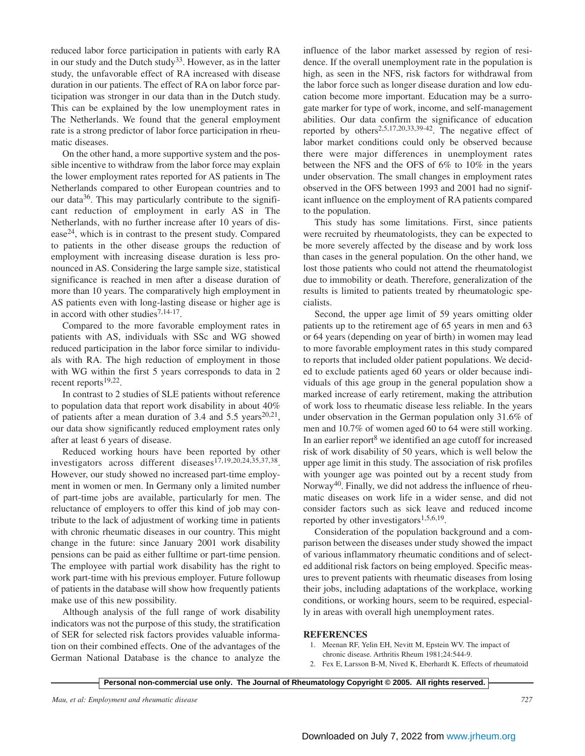reduced labor force participation in patients with early RA in our study and the Dutch study[33]. However, as in the latter study, the unfavorable effect of RA increased with disease duration in our patients. The effect of RA on labor force participation was stronger in our data than in the Dutch study. This can be explained by the low unemployment rates in The Netherlands. We found that the general employment rate is a strong predictor of labor force participation in rheumatic diseases.

On the other hand, a more supportive system and the possible incentive to withdraw from the labor force may explain the lower employment rates reported for AS patients in The Netherlands compared to other European countries and to our data[36]. This may particularly contribute to the significant reduction of employment in early AS in The Netherlands, with no further increase after 10 years of disease[24], which is in contrast to the present study. Compared to patients in the other disease groups the reduction of employment with increasing disease duration is less pronounced in AS. Considering the large sample size, statistical significance is reached in men after a disease duration of more than 10 years. The comparatively high employment in AS patients even with long-lasting disease or higher age is in accord with other studies[7,14-17].

Compared to the more favorable employment rates in patients with AS, individuals with SSc and WG showed reduced participation in the labor force similar to individuals with RA. The high reduction of employment in those with WG within the first 5 years corresponds to data in 2 recent reports[19,22].

In contrast to 2 studies of SLE patients without reference to population data that report work disability in about 40% of patients after a mean duration of 3.4 and 5.5 years[20,21], our data show significantly reduced employment rates only after at least 6 years of disease.

Reduced working hours have been reported by other investigators across different diseases[17,19,20,24,35,37,38]. However, our study showed no increased part-time employment in women or men. In Germany only a limited number of part-time jobs are available, particularly for men. The reluctance of employers to offer this kind of job may contribute to the lack of adjustment of working time in patients with chronic rheumatic diseases in our country. This might change in the future: since January 2001 work disability pensions can be paid as either fulltime or part-time pension. The employee with partial work disability has the right to work part-time with his previous employer. Future followup of patients in the database will show how frequently patients make use of this new possibility.

Although analysis of the full range of work disability indicators was not the purpose of this study, the stratification of SER for selected risk factors provides valuable information on their combined effects. One of the advantages of the German National Database is the chance to analyze the influence of the labor market assessed by region of residence. If the overall unemployment rate in the population is high, as seen in the NFS, risk factors for withdrawal from the labor force such as longer disease duration and low education become more important. Education may be a surrogate marker for type of work, income, and self-management abilities. Our data confirm the significance of education reported by others[2,5,17,20,33,39-42]. The negative effect of labor market conditions could only be observed because there were major differences in unemployment rates between the NFS and the OFS of 6% to 10% in the years under observation. The small changes in employment rates observed in the OFS between 1993 and 2001 had no significant influence on the employment of RA patients compared to the population.

This study has some limitations. First, since patients were recruited by rheumatologists, they can be expected to be more severely affected by the disease and by work loss than cases in the general population. On the other hand, we lost those patients who could not attend the rheumatologist due to immobility or death. Therefore, generalization of the results is limited to patients treated by rheumatologic specialists.

Second, the upper age limit of 59 years omitting older patients up to the retirement age of 65 years in men and 63 or 64 years (depending on year of birth) in women may lead to more favorable employment rates in this study compared to reports that included older patient populations. We decided to exclude patients aged 60 years or older because individuals of this age group in the general population show a marked increase of early retirement, making the attribution of work loss to rheumatic disease less reliable. In the years under observation in the German population only 31.6% of men and 10.7% of women aged 60 to 64 were still working. In an earlier report[8] we identified an age cutoff for increased risk of work disability of 50 years, which is well below the upper age limit in this study. The association of risk profiles with younger age was pointed out by a recent study from Norway[40]. Finally, we did not address the influence of rheumatic diseases on work life in a wider sense, and did not consider factors such as sick leave and reduced income reported by other investigators[1,5,6,19].

Consideration of the population background and a comparison between the diseases under study showed the impact of various inflammatory rheumatic conditions and of selected additional risk factors on being employed. Specific measures to prevent patients with rheumatic diseases from losing their jobs, including adaptations of the workplace, working conditions, or working hours, seem to be required, especially in areas with overall high unemployment rates.

## REFERENCES

1. Meenan RF, Yelin EH, Nevitt M, Epstein WV. The impact of chronic disease. Arthritis Rheum 1981;24:544-9.
2. Fex E, Larsson B-M, Nived K, Eberhardt K. Effects of rheumatoid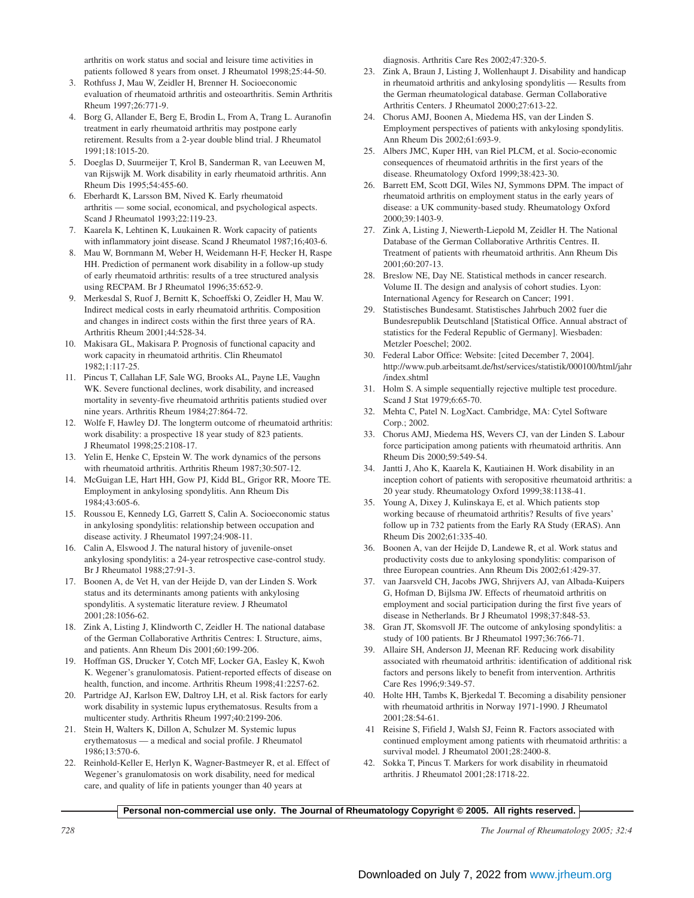arthritis on work status and social and leisure time activities in patients followed 8 years from onset. J Rheumatol 1998;25:44-50.

3. Rothfuss J, Mau W, Zeidler H, Brenner H. Socioeconomic evaluation of rheumatoid arthritis and osteoarthritis. Semin Arthritis Rheum 1997;26:771-9.
4. Borg G, Allander E, Berg E, Brodin L, From A, Trang L. Auranofin treatment in early rheumatoid arthritis may postpone early retirement. Results from a 2-year double blind trial. J Rheumatol 1991;18:1015-20.
5. Doeglas D, Suurmeijer T, Krol B, Sanderman R, van Leeuwen M, van Rijswijk M. Work disability in early rheumatoid arthritis. Ann Rheum Dis 1995;54:455-60.
6. Eberhardt K, Larsson BM, Nived K. Early rheumatoid arthritis — some social, economical, and psychological aspects. Scand J Rheumatol 1993;22:119-23.
7. Kaarela K, Lehtinen K, Luukainen R. Work capacity of patients with inflammatory joint disease. Scand J Rheumatol 1987;16;403-6.
8. Mau W, Bornmann M, Weber H, Weidemann H-F, Hecker H, Raspe HH. Prediction of permanent work disability in a follow-up study of early rheumatoid arthritis: results of a tree structured analysis using RECPAM. Br J Rheumatol 1996;35:652-9.
9. Merkesdal S, Ruof J, Bernitt K, Schoeffski O, Zeidler H, Mau W. Indirect medical costs in early rheumatoid arthritis. Composition and changes in indirect costs within the first three years of RA. Arthritis Rheum 2001;44:528-34.
10. Makisara GL, Makisara P. Prognosis of functional capacity and work capacity in rheumatoid arthritis. Clin Rheumatol 1982;1:117-25.
11. Pincus T, Callahan LF, Sale WG, Brooks AL, Payne LE, Vaughn WK. Severe functional declines, work disability, and increased mortality in seventy-five rheumatoid arthritis patients studied over nine years. Arthritis Rheum 1984;27:864-72.
12. Wolfe F, Hawley DJ. The longterm outcome of rheumatoid arthritis: work disability: a prospective 18 year study of 823 patients. J Rheumatol 1998;25:2108-17.
13. Yelin E, Henke C, Epstein W. The work dynamics of the persons with rheumatoid arthritis. Arthritis Rheum 1987;30:507-12.
14. McGuigan LE, Hart HH, Gow PJ, Kidd BL, Grigor RR, Moore TE. Employment in ankylosing spondylitis. Ann Rheum Dis 1984;43:605-6.
15. Roussou E, Kennedy LG, Garrett S, Calin A. Socioeconomic status in ankylosing spondylitis: relationship between occupation and disease activity. J Rheumatol 1997;24:908-11.
16. Calin A, Elswood J. The natural history of juvenile-onset ankylosing spondylitis: a 24-year retrospective case-control study. Br J Rheumatol 1988;27:91-3.
17. Boonen A, de Vet H, van der Heijde D, van der Linden S. Work status and its determinants among patients with ankylosing spondylitis. A systematic literature review. J Rheumatol 2001;28:1056-62.
18. Zink A, Listing J, Klindworth C, Zeidler H. The national database of the German Collaborative Arthritis Centres: I. Structure, aims, and patients. Ann Rheum Dis 2001;60:199-206.
19. Hoffman GS, Drucker Y, Cotch MF, Locker GA, Easley K, Kwoh K. Wegener's granulomatosis. Patient-reported effects of disease on health, function, and income. Arthritis Rheum 1998;41:2257-62.
20. Partridge AJ, Karlson EW, Daltroy LH, et al. Risk factors for early work disability in systemic lupus erythematosus. Results from a multicenter study. Arthritis Rheum 1997;40:2199-206.
21. Stein H, Walters K, Dillon A, Schulzer M. Systemic lupus erythematosus — a medical and social profile. J Rheumatol 1986;13:570-6.
22. Reinhold-Keller E, Herlyn K, Wagner-Bastmeyer R, et al. Effect of Wegener's granulomatosis on work disability, need for medical care, and quality of life in patients younger than 40 years at diagnosis. Arthritis Care Res 2002;47:320-5.
23. Zink A, Braun J, Listing J, Wollenhaupt J. Disability and handicap in rheumatoid arthritis and ankylosing spondylitis — Results from the German rheumatological database. German Collaborative Arthritis Centers. J Rheumatol 2000;27:613-22.
24. Chorus AMJ, Boonen A, Miedema HS, van der Linden S. Employment perspectives of patients with ankylosing spondylitis. Ann Rheum Dis 2002;61:693-9.
25. Albers JMC, Kuper HH, van Riel PLCM, et al. Socio-economic consequences of rheumatoid arthritis in the first years of the disease. Rheumatology Oxford 1999;38:423-30.
26. Barrett EM, Scott DGI, Wiles NJ, Symmons DPM. The impact of rheumatoid arthritis on employment status in the early years of disease: a UK community-based study. Rheumatology Oxford 2000;39:1403-9.
27. Zink A, Listing J, Niewerth-Liepold M, Zeidler H. The National Database of the German Collaborative Arthritis Centres. II. Treatment of patients with rheumatoid arthritis. Ann Rheum Dis 2001;60:207-13.
28. Breslow NE, Day NE. Statistical methods in cancer research. Volume II. The design and analysis of cohort studies. Lyon: International Agency for Research on Cancer; 1991.
29. Statistisches Bundesamt. Statistisches Jahrbuch 2002 fuer die Bundesrepublik Deutschland [Statistical Office. Annual abstract of statistics for the Federal Republic of Germany]. Wiesbaden: Metzler Poeschel; 2002.
30. Federal Labor Office: Website: [cited December 7, 2004]. http://www.pub.arbeitsamt.de/hst/services/statistik/000100/html/jahr/index.shtml
31. Holm S. A simple sequentially rejective multiple test procedure. Scand J Stat 1979;6:65-70.
32. Mehta C, Patel N. LogXact. Cambridge, MA: Cytel Software Corp.; 2002.
33. Chorus AMJ, Miedema HS, Wevers CJ, van der Linden S. Labour force participation among patients with rheumatoid arthritis. Ann Rheum Dis 2000;59:549-54.
34. Jantti J, Aho K, Kaarela K, Kautiainen H. Work disability in an inception cohort of patients with seropositive rheumatoid arthritis: a 20 year study. Rheumatology Oxford 1999;38:1138-41.
35. Young A, Dixey J, Kulinskaya E, et al. Which patients stop working because of rheumatoid arthritis? Results of five years' follow up in 732 patients from the Early RA Study (ERAS). Ann Rheum Dis 2002;61:335-40.
36. Boonen A, van der Heijde D, Landewe R, et al. Work status and productivity costs due to ankylosing spondylitis: comparison of three European countries. Ann Rheum Dis 2002;61:429-37.
37. van Jaarsveld CH, Jacobs JWG, Shrijvers AJ, van Albada-Kuipers G, Hofman D, Bijlsma JW. Effects of rheumatoid arthritis on employment and social participation during the first five years of disease in Netherlands. Br J Rheumatol 1998;37:848-53.
38. Gran JT, Skomsvoll JF. The outcome of ankylosing spondylitis: a study of 100 patients. Br J Rheumatol 1997;36:766-71.
39. Allaire SH, Anderson JJ, Meenan RF. Reducing work disability associated with rheumatoid arthritis: identification of additional risk factors and persons likely to benefit from intervention. Arthritis Care Res 1996;9:349-57.
40. Holte HH, Tambs K, Bjerkedal T. Becoming a disability pensioner with rheumatoid arthritis in Norway 1971-1990. J Rheumatol 2001;28:54-61.
41. Reisine S, Fifield J, Walsh SJ, Feinn R. Factors associated with continued employment among patients with rheumatoid arthritis: a survival model. J Rheumatol 2001;28:2400-8.
42. Sokka T, Pincus T. Markers for work disability in rheumatoid arthritis. J Rheumatol 2001;28:1718-22.